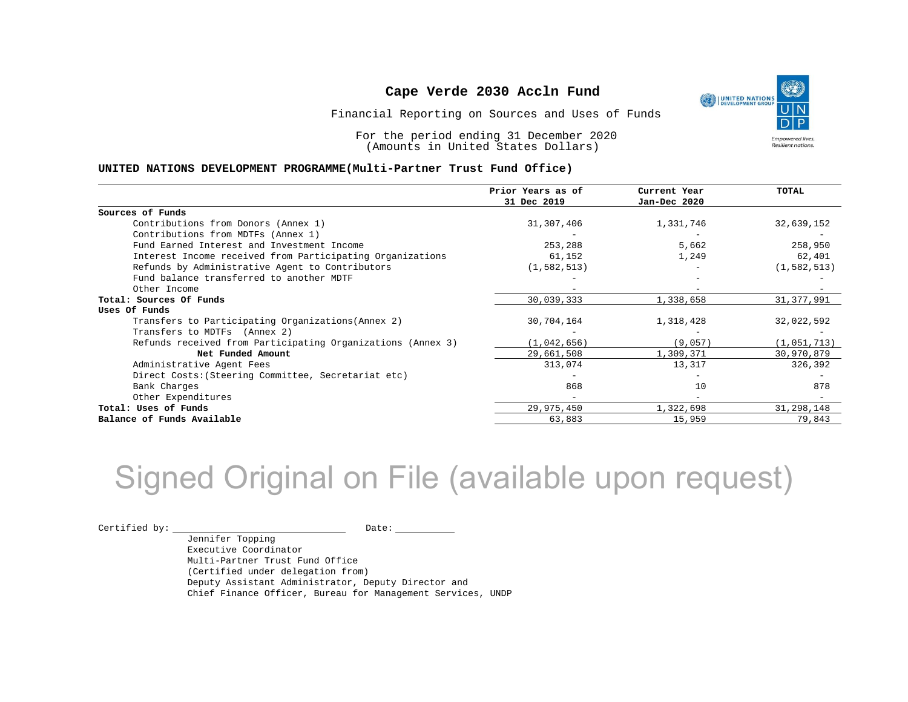# Cape Verde 2030 Accln Fund

Financial Reporting on Sources and Uses of Funds

For the period ending 31 December 2020
(Amounts in United States Dollars)

**UNITED NATIONS DEVELOPMENT PROGRAMME(Multi-Partner Trust Fund Office)**

| | Prior Years as of 31 Dec 2019 | Current Year Jan-Dec 2020 | TOTAL |
|---|---|---|---|
| **Sources of Funds** | | | |
| Contributions from Donors (Annex 1) | 31,307,406 | 1,331,746 | 32,639,152 |
| Contributions from MDTFs (Annex 1) | - | - | - |
| Fund Earned Interest and Investment Income | 253,288 | 5,662 | 258,950 |
| Interest Income received from Participating Organizations | 61,152 | 1,249 | 62,401 |
| Refunds by Administrative Agent to Contributors | (1,582,513) | - | (1,582,513) |
| Fund balance transferred to another MDTF | - | - | - |
| Other Income | - | - | - |
| **Total: Sources Of Funds** | 30,039,333 | 1,338,658 | 31,377,991 |
| **Uses Of Funds** | | | |
| Transfers to Participating Organizations(Annex 2) | 30,704,164 | 1,318,428 | 32,022,592 |
| Transfers to MDTFs (Annex 2) | - | - | - |
| Refunds received from Participating Organizations (Annex 3) | (1,042,656) | (9,057) | (1,051,713) |
| **Net Funded Amount** | 29,661,508 | 1,309,371 | 30,970,879 |
| Administrative Agent Fees | 313,074 | 13,317 | 326,392 |
| Direct Costs:(Steering Committee, Secretariat etc) | - | - | - |
| Bank Charges | 868 | 10 | 878 |
| Other Expenditures | - | - | - |
| **Total: Uses of Funds** | 29,975,450 | 1,322,698 | 31,298,148 |
| **Balance of Funds Available** | 63,883 | 15,959 | 79,843 |

Signed Original on File (available upon request)

Certified by: ____________________ Date: __________

Jennifer Topping
Executive Coordinator
Multi-Partner Trust Fund Office
(Certified under delegation from)
Deputy Assistant Administrator, Deputy Director and
Chief Finance Officer, Bureau for Management Services, UNDP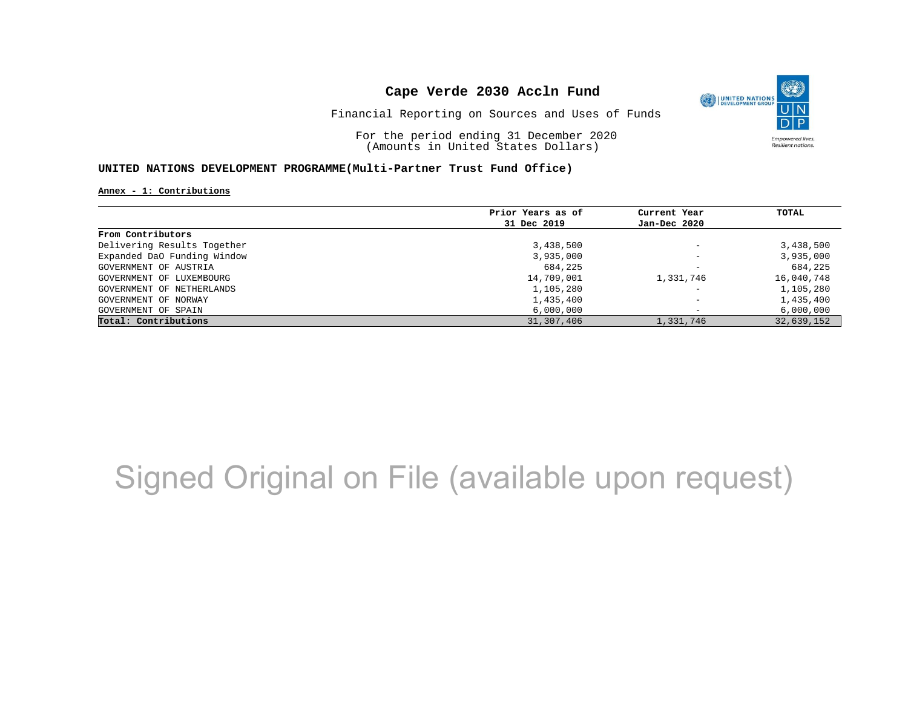# Cape Verde 2030 Accln Fund

Financial Reporting on Sources and Uses of Funds

For the period ending 31 December 2020
(Amounts in United States Dollars)

**UNITED NATIONS DEVELOPMENT PROGRAMME(Multi-Partner Trust Fund Office)**

**Annex - 1: Contributions**

| | Prior Years as of 31 Dec 2019 | Current Year Jan-Dec 2020 | TOTAL |
|---|---|---|---|
| **From Contributors** | | | |
| Delivering Results Together | 3,438,500 | - | 3,438,500 |
| Expanded DaO Funding Window | 3,935,000 | - | 3,935,000 |
| GOVERNMENT OF AUSTRIA | 684,225 | - | 684,225 |
| GOVERNMENT OF LUXEMBOURG | 14,709,001 | 1,331,746 | 16,040,748 |
| GOVERNMENT OF NETHERLANDS | 1,105,280 | - | 1,105,280 |
| GOVERNMENT OF NORWAY | 1,435,400 | - | 1,435,400 |
| GOVERNMENT OF SPAIN | 6,000,000 | - | 6,000,000 |
| **Total: Contributions** | 31,307,406 | 1,331,746 | 32,639,152 |

Signed Original on File (available upon request)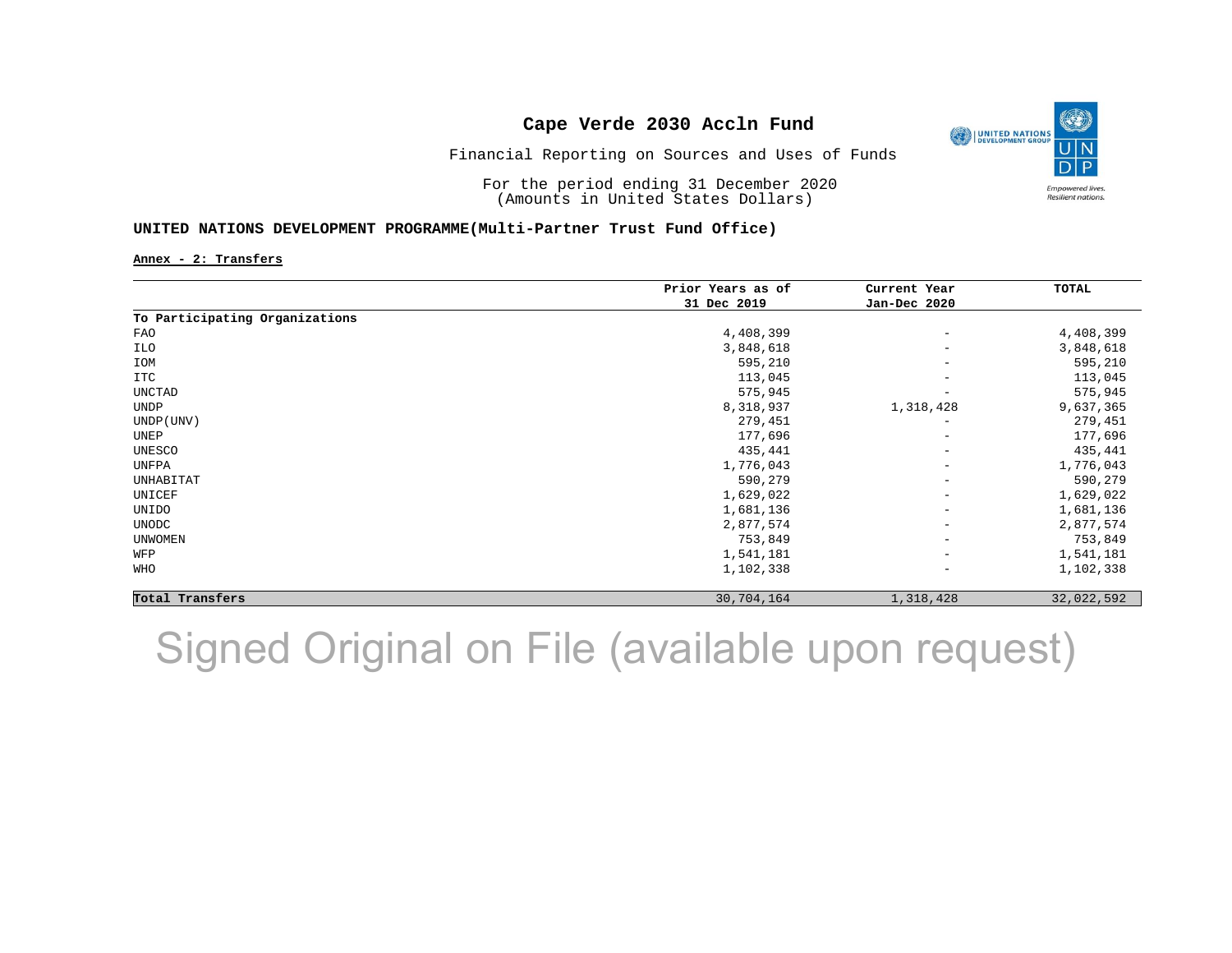# Cape Verde 2030 Accln Fund

Financial Reporting on Sources and Uses of Funds

For the period ending 31 December 2020
(Amounts in United States Dollars)

**UNITED NATIONS DEVELOPMENT PROGRAMME(Multi-Partner Trust Fund Office)**

**Annex - 2: Transfers**

| | Prior Years as of 31 Dec 2019 | Current Year Jan-Dec 2020 | TOTAL |
|---|---|---|---|
| **To Participating Organizations** | | | |
| FAO | 4,408,399 | - | 4,408,399 |
| ILO | 3,848,618 | - | 3,848,618 |
| IOM | 595,210 | - | 595,210 |
| ITC | 113,045 | - | 113,045 |
| UNCTAD | 575,945 | - | 575,945 |
| UNDP | 8,318,937 | 1,318,428 | 9,637,365 |
| UNDP(UNV) | 279,451 | - | 279,451 |
| UNEP | 177,696 | - | 177,696 |
| UNESCO | 435,441 | - | 435,441 |
| UNFPA | 1,776,043 | - | 1,776,043 |
| UNHABITAT | 590,279 | - | 590,279 |
| UNICEF | 1,629,022 | - | 1,629,022 |
| UNIDO | 1,681,136 | - | 1,681,136 |
| UNODC | 2,877,574 | - | 2,877,574 |
| UNWOMEN | 753,849 | - | 753,849 |
| WFP | 1,541,181 | - | 1,541,181 |
| WHO | 1,102,338 | - | 1,102,338 |
| **Total Transfers** | 30,704,164 | 1,318,428 | 32,022,592 |

Signed Original on File (available upon request)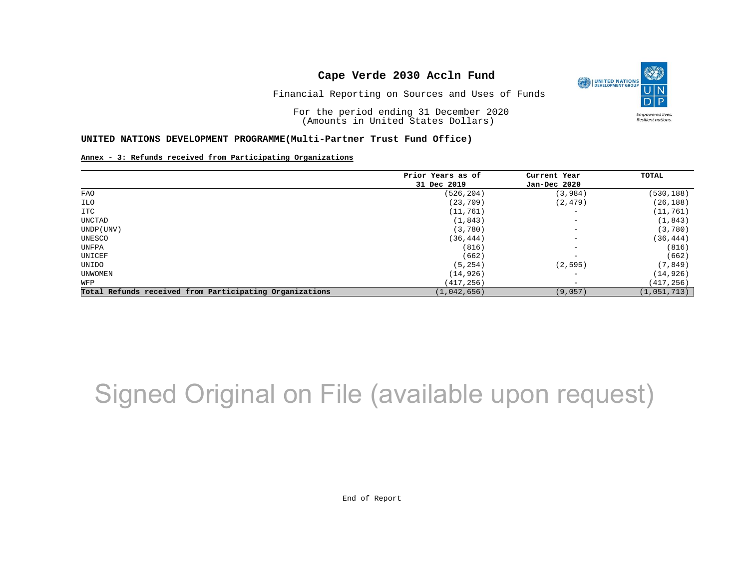# Cape Verde 2030 Accln Fund

Financial Reporting on Sources and Uses of Funds

For the period ending 31 December 2020
(Amounts in United States Dollars)

**UNITED NATIONS DEVELOPMENT PROGRAMME(Multi-Partner Trust Fund Office)**

**Annex - 3: Refunds received from Participating Organizations**

| | Prior Years as of 31 Dec 2019 | Current Year Jan-Dec 2020 | TOTAL |
|---|---|---|---|
| FAO | (526,204) | (3,984) | (530,188) |
| ILO | (23,709) | (2,479) | (26,188) |
| ITC | (11,761) | - | (11,761) |
| UNCTAD | (1,843) | - | (1,843) |
| UNDP(UNV) | (3,780) | - | (3,780) |
| UNESCO | (36,444) | - | (36,444) |
| UNFPA | (816) | - | (816) |
| UNICEF | (662) | - | (662) |
| UNIDO | (5,254) | (2,595) | (7,849) |
| UNWOMEN | (14,926) | - | (14,926) |
| WFP | (417,256) | - | (417,256) |
| **Total Refunds received from Participating Organizations** | (1,042,656) | (9,057) | (1,051,713) |

Signed Original on File (available upon request)

End of Report